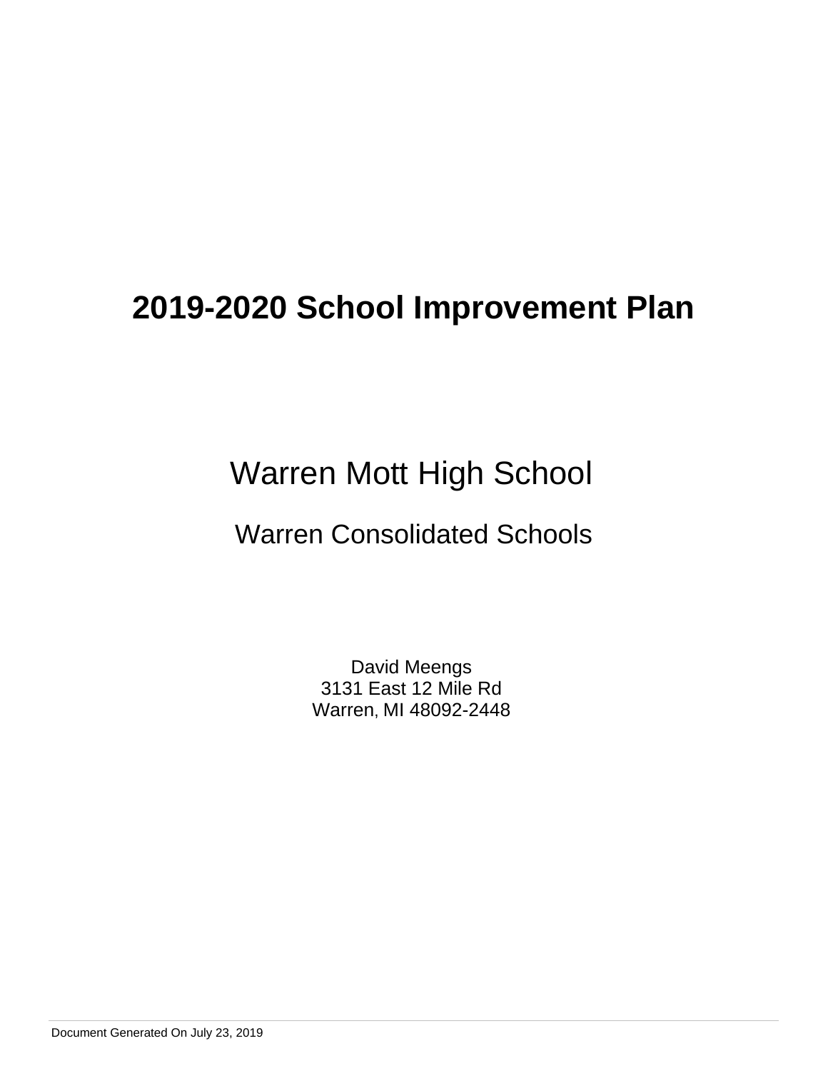# 2019-2020 School Improvement Plan

## Warren Mott High School

### Warren Consolidated Schools

David Meengs
3131 East 12 Mile Rd
Warren, MI 48092-2448

Document Generated On July 23, 2019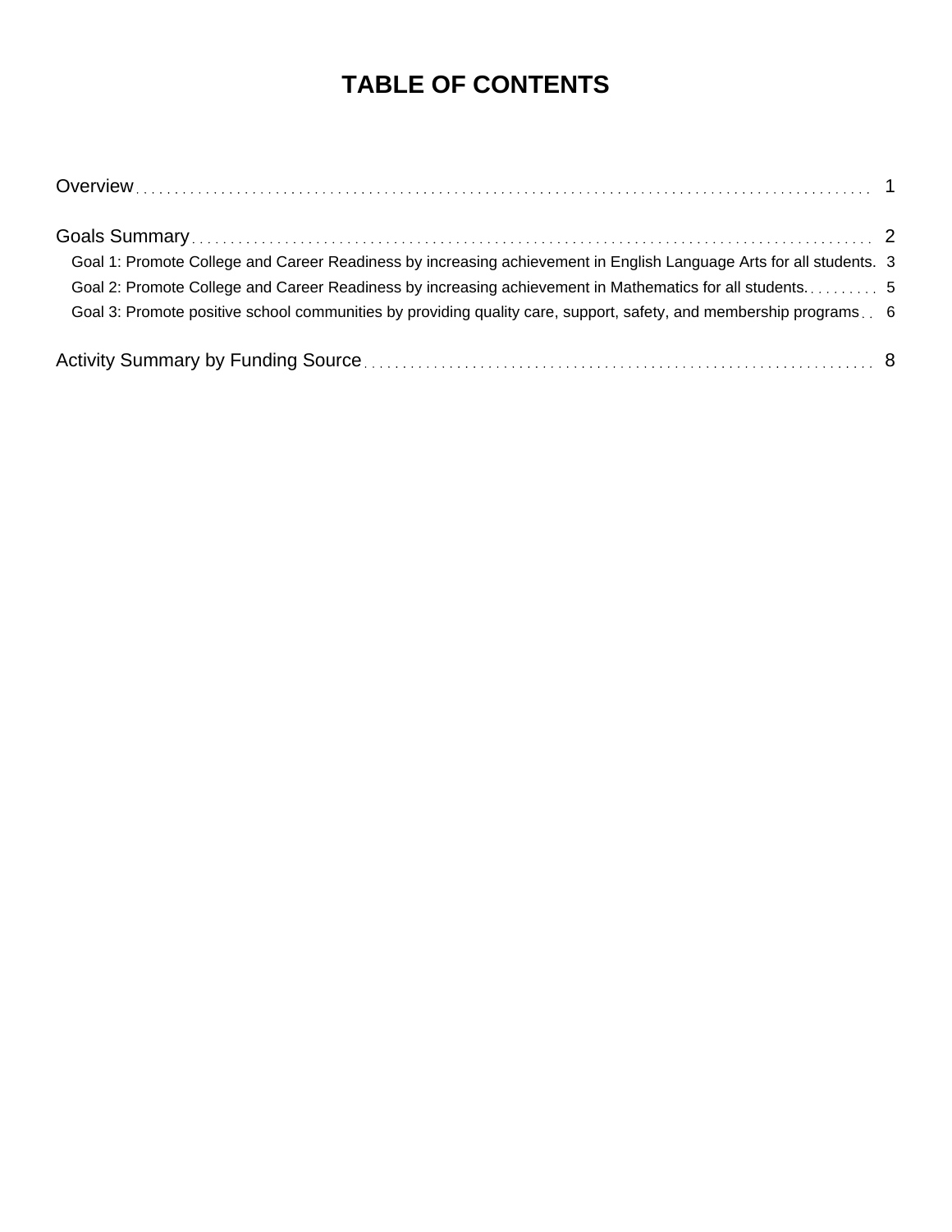# TABLE OF CONTENTS

Overview ........ 1

Goals Summary ........ 2

- Goal 1: Promote College and Career Readiness by increasing achievement in English Language Arts for all students. 3
- Goal 2: Promote College and Career Readiness by increasing achievement in Mathematics for all students. ........ 5
- Goal 3: Promote positive school communities by providing quality care, support, safety, and membership programs ........ 6

Activity Summary by Funding Source ........ 8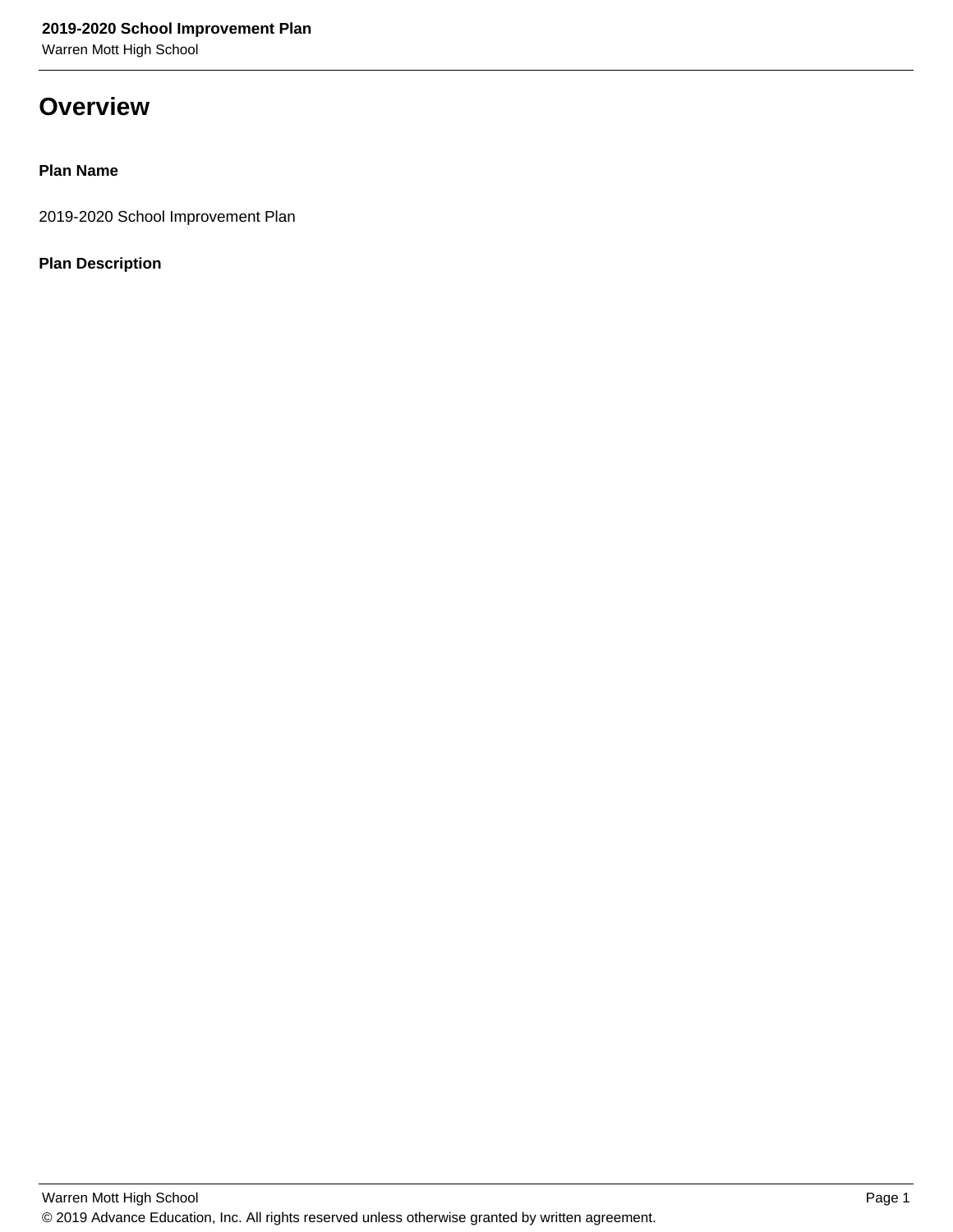# Overview

**Plan Name**

2019-2020 School Improvement Plan

**Plan Description**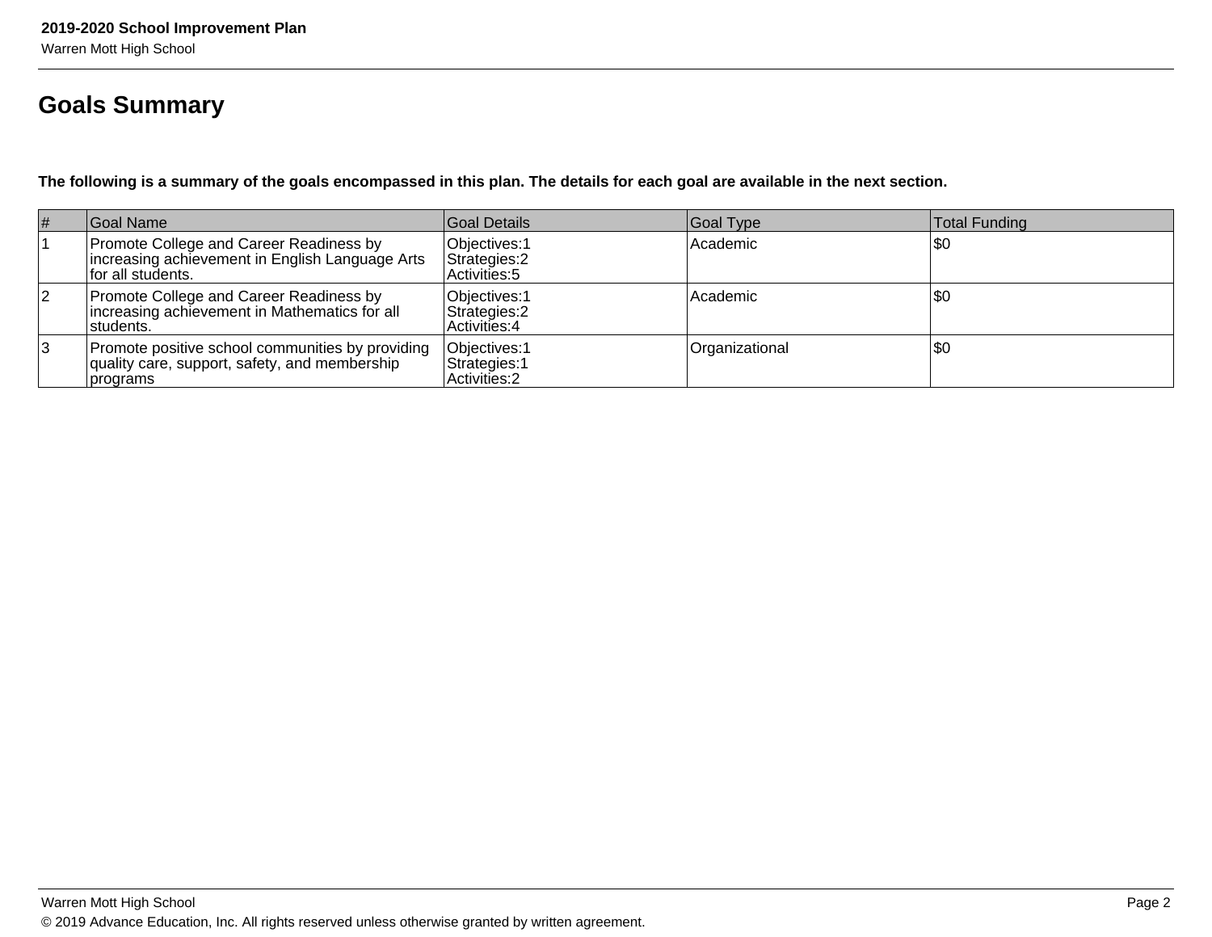## Goals Summary

**The following is a summary of the goals encompassed in this plan. The details for each goal are available in the next section.**

| # | Goal Name | Goal Details | Goal Type | Total Funding |
|---|---|---|---|---|
| 1 | Promote College and Career Readiness by increasing achievement in English Language Arts for all students. | Objectives:1<br>Strategies:2<br>Activities:5 | Academic | $0 |
| 2 | Promote College and Career Readiness by increasing achievement in Mathematics for all students. | Objectives:1<br>Strategies:2<br>Activities:4 | Academic | $0 |
| 3 | Promote positive school communities by providing quality care, support, safety, and membership programs | Objectives:1<br>Strategies:1<br>Activities:2 | Organizational | $0 |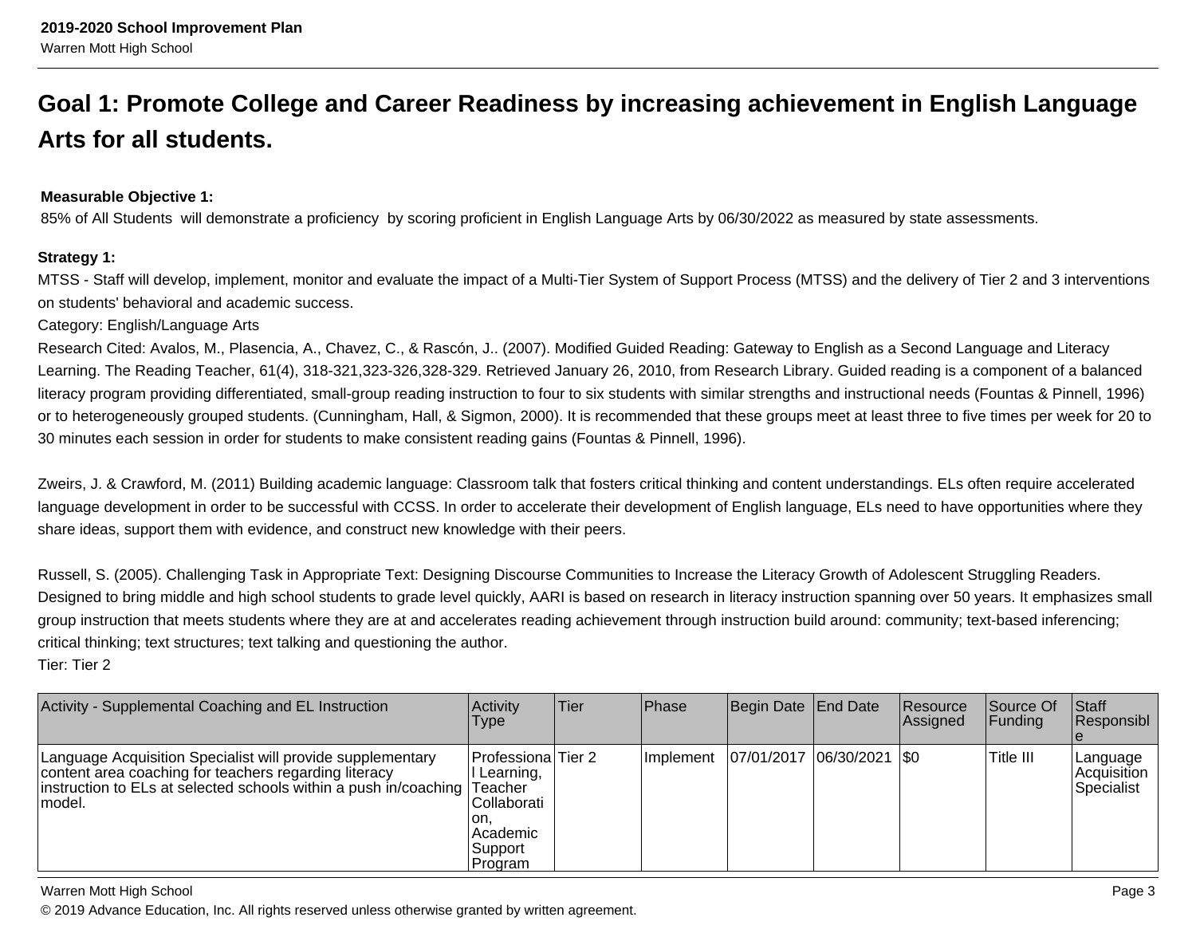# Goal 1: Promote College and Career Readiness by increasing achievement in English Language Arts for all students.

**Measurable Objective 1:**
85% of All Students will demonstrate a proficiency by scoring proficient in English Language Arts by 06/30/2022 as measured by state assessments.

**Strategy 1:**
MTSS - Staff will develop, implement, monitor and evaluate the impact of a Multi-Tier System of Support Process (MTSS) and the delivery of Tier 2 and 3 interventions on students' behavioral and academic success.
Category: English/Language Arts
Research Cited: Avalos, M., Plasencia, A., Chavez, C., & Rascón, J.. (2007). Modified Guided Reading: Gateway to English as a Second Language and Literacy Learning. The Reading Teacher, 61(4), 318-321,323-326,328-329. Retrieved January 26, 2010, from Research Library. Guided reading is a component of a balanced literacy program providing differentiated, small-group reading instruction to four to six students with similar strengths and instructional needs (Fountas & Pinnell, 1996) or to heterogeneously grouped students. (Cunningham, Hall, & Sigmon, 2000). It is recommended that these groups meet at least three to five times per week for 20 to 30 minutes each session in order for students to make consistent reading gains (Fountas & Pinnell, 1996).

Zweirs, J. & Crawford, M. (2011) Building academic language: Classroom talk that fosters critical thinking and content understandings. ELs often require accelerated language development in order to be successful with CCSS. In order to accelerate their development of English language, ELs need to have opportunities where they share ideas, support them with evidence, and construct new knowledge with their peers.

Russell, S. (2005). Challenging Task in Appropriate Text: Designing Discourse Communities to Increase the Literacy Growth of Adolescent Struggling Readers. Designed to bring middle and high school students to grade level quickly, AARI is based on research in literacy instruction spanning over 50 years. It emphasizes small group instruction that meets students where they are at and accelerates reading achievement through instruction build around: community; text-based inferencing; critical thinking; text structures; text talking and questioning the author.
Tier: Tier 2

| Activity - Supplemental Coaching and EL Instruction | Activity Type | Tier | Phase | Begin Date | End Date | Resource Assigned | Source Of Funding | Staff Responsible |
|---|---|---|---|---|---|---|---|---|
| Language Acquisition Specialist will provide supplementary content area coaching for teachers regarding literacy instruction to ELs at selected schools within a push in/coaching model. | Professional Learning, Teacher Collaboration, Academic Support Program | Tier 2 | Implement | 07/01/2017 | 06/30/2021 | $0 | Title III | Language Acquisition Specialist |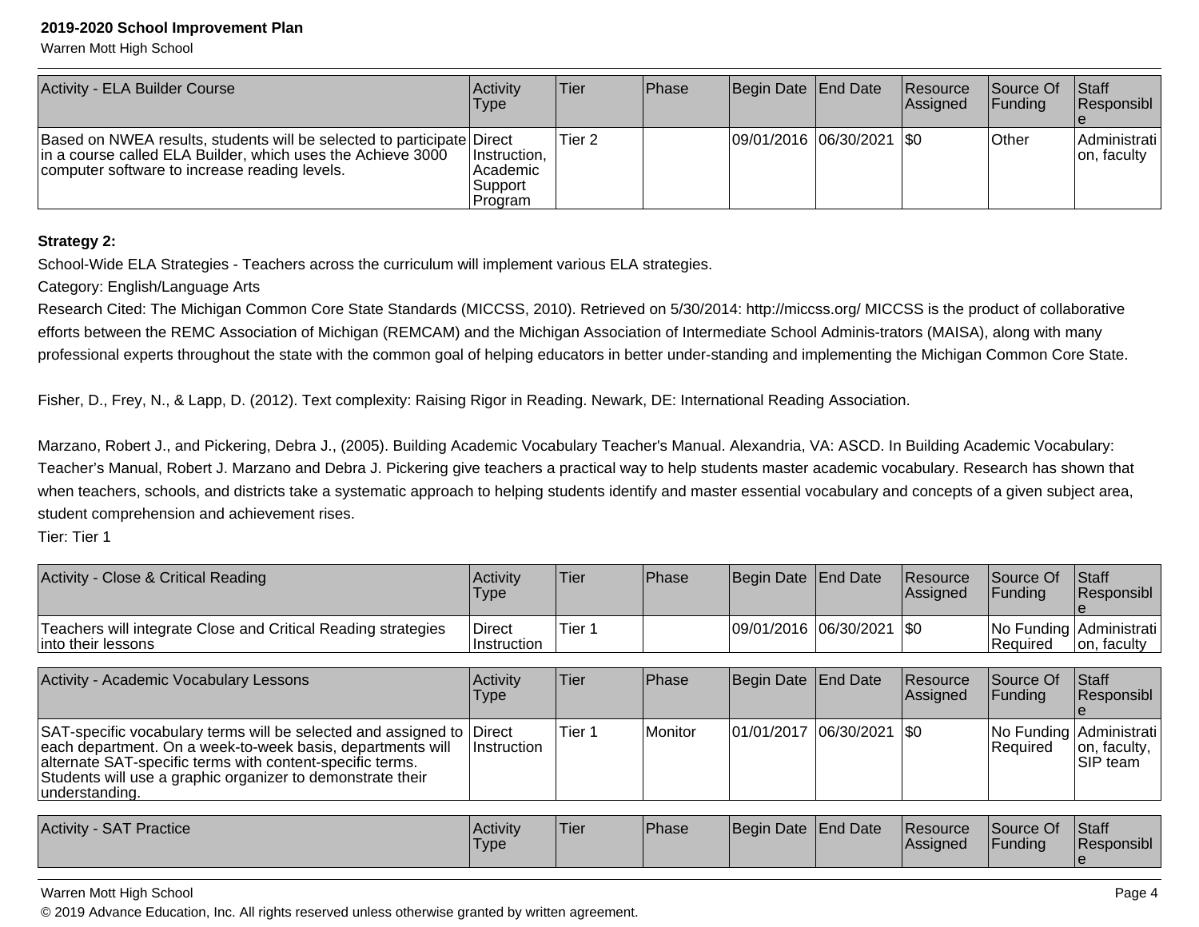| Activity - ELA Builder Course | Activity Type | Tier | Phase | Begin Date | End Date | Resource Assigned | Source Of Funding | Staff Responsible |
|---|---|---|---|---|---|---|---|---|
| Based on NWEA results, students will be selected to participate in a course called ELA Builder, which uses the Achieve 3000 computer software to increase reading levels. | Direct Instruction, Academic Support Program | Tier 2 | | 09/01/2016 | 06/30/2021 | $0 | Other | Administration, faculty |

**Strategy 2:**

School-Wide ELA Strategies - Teachers across the curriculum will implement various ELA strategies.

Category: English/Language Arts

Research Cited: The Michigan Common Core State Standards (MICCSS, 2010). Retrieved on 5/30/2014: http://miccss.org/ MICCSS is the product of collaborative efforts between the REMC Association of Michigan (REMCAM) and the Michigan Association of Intermediate School Adminis-trators (MAISA), along with many professional experts throughout the state with the common goal of helping educators in better under-standing and implementing the Michigan Common Core State.

Fisher, D., Frey, N., & Lapp, D. (2012). Text complexity: Raising Rigor in Reading. Newark, DE: International Reading Association.

Marzano, Robert J., and Pickering, Debra J., (2005). Building Academic Vocabulary Teacher's Manual. Alexandria, VA: ASCD. In Building Academic Vocabulary: Teacher's Manual, Robert J. Marzano and Debra J. Pickering give teachers a practical way to help students master academic vocabulary. Research has shown that when teachers, schools, and districts take a systematic approach to helping students identify and master essential vocabulary and concepts of a given subject area, student comprehension and achievement rises.

Tier: Tier 1

| Activity - Close & Critical Reading | Activity Type | Tier | Phase | Begin Date | End Date | Resource Assigned | Source Of Funding | Staff Responsible |
|---|---|---|---|---|---|---|---|---|
| Teachers will integrate Close and Critical Reading strategies into their lessons | Direct Instruction | Tier 1 | | 09/01/2016 | 06/30/2021 | $0 | No Funding Required | Administration, faculty |

| Activity - Academic Vocabulary Lessons | Activity Type | Tier | Phase | Begin Date | End Date | Resource Assigned | Source Of Funding | Staff Responsible |
|---|---|---|---|---|---|---|---|---|
| SAT-specific vocabulary terms will be selected and assigned to each department. On a week-to-week basis, departments will alternate SAT-specific terms with content-specific terms. Students will use a graphic organizer to demonstrate their understanding. | Direct Instruction | Tier 1 | Monitor | 01/01/2017 | 06/30/2021 | $0 | No Funding Required | Administration, faculty, SIP team |

| Activity - SAT Practice | Activity Type | Tier | Phase | Begin Date | End Date | Resource Assigned | Source Of Funding | Staff Responsible |
|---|---|---|---|---|---|---|---|---|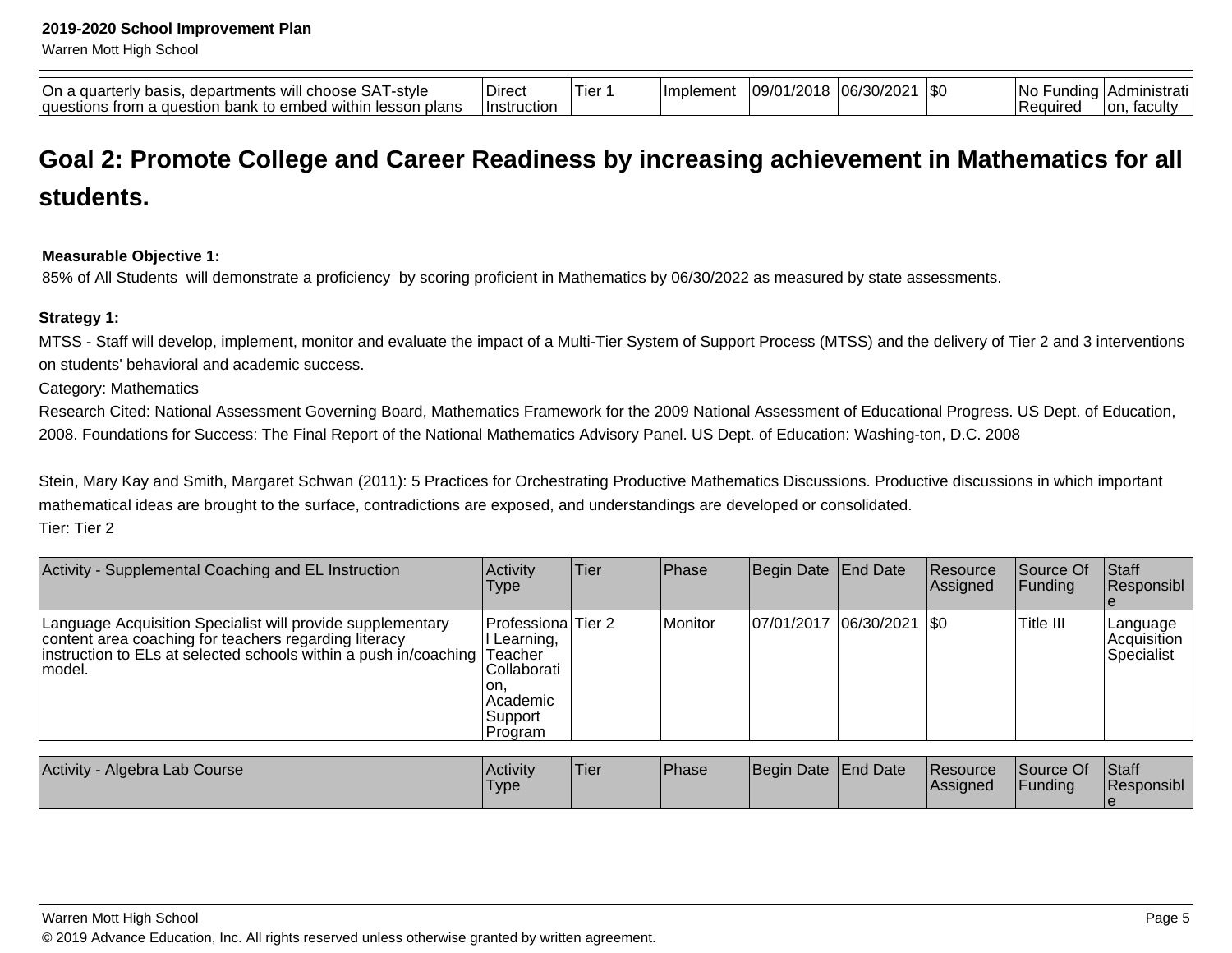| On a quarterly basis, departments will choose SAT-style questions from a question bank to embed within lesson plans | Direct Instruction | Tier 1 | Implement | 09/01/2018 | 06/30/2021 | $0 | No Funding Required | Administration, faculty |
|---|---|---|---|---|---|---|---|---|

## Goal 2: Promote College and Career Readiness by increasing achievement in Mathematics for all students.

**Measurable Objective 1:**
85% of All Students will demonstrate a proficiency by scoring proficient in Mathematics by 06/30/2022 as measured by state assessments.

**Strategy 1:**
MTSS - Staff will develop, implement, monitor and evaluate the impact of a Multi-Tier System of Support Process (MTSS) and the delivery of Tier 2 and 3 interventions on students' behavioral and academic success.
Category: Mathematics
Research Cited: National Assessment Governing Board, Mathematics Framework for the 2009 National Assessment of Educational Progress. US Dept. of Education, 2008. Foundations for Success: The Final Report of the National Mathematics Advisory Panel. US Dept. of Education: Washing-ton, D.C. 2008

Stein, Mary Kay and Smith, Margaret Schwan (2011): 5 Practices for Orchestrating Productive Mathematics Discussions. Productive discussions in which important mathematical ideas are brought to the surface, contradictions are exposed, and understandings are developed or consolidated.
Tier: Tier 2

| Activity - Supplemental Coaching and EL Instruction | Activity Type | Tier | Phase | Begin Date | End Date | Resource Assigned | Source Of Funding | Staff Responsible |
|---|---|---|---|---|---|---|---|---|
| Language Acquisition Specialist will provide supplementary content area coaching for teachers regarding literacy instruction to ELs at selected schools within a push in/coaching model. | Professional Learning, Teacher Collaboration, Academic Support Program | Tier 2 | Monitor | 07/01/2017 | 06/30/2021 | $0 | Title III | Language Acquisition Specialist |

| Activity - Algebra Lab Course | Activity Type | Tier | Phase | Begin Date | End Date | Resource Assigned | Source Of Funding | Staff Responsible |
|---|---|---|---|---|---|---|---|---|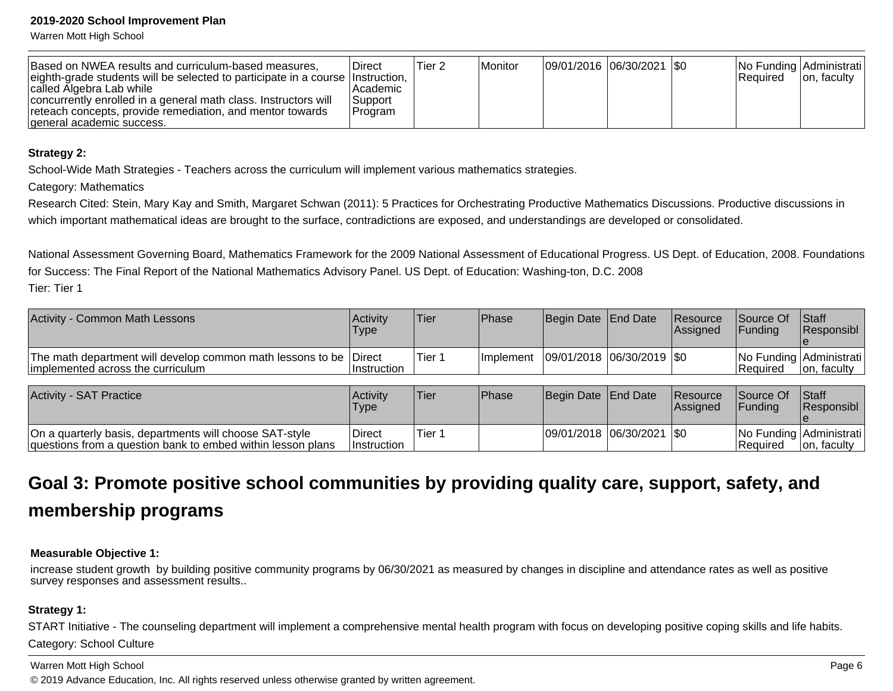| | | | | | | | | |
|---|---|---|---|---|---|---|---|---|
| Based on NWEA results and curriculum-based measures, eighth-grade students will be selected to participate in a course called Algebra Lab while concurrently enrolled in a general math class. Instructors will reteach concepts, provide remediation, and mentor towards general academic success. | Direct Instruction, Academic Support Program | Tier 2 | Monitor | 09/01/2016 | 06/30/2021 | $0 | No Funding Required | Administration, faculty |

**Strategy 2:**

School-Wide Math Strategies - Teachers across the curriculum will implement various mathematics strategies.

Category: Mathematics

Research Cited: Stein, Mary Kay and Smith, Margaret Schwan (2011): 5 Practices for Orchestrating Productive Mathematics Discussions. Productive discussions in which important mathematical ideas are brought to the surface, contradictions are exposed, and understandings are developed or consolidated.

National Assessment Governing Board, Mathematics Framework for the 2009 National Assessment of Educational Progress. US Dept. of Education, 2008. Foundations for Success: The Final Report of the National Mathematics Advisory Panel. US Dept. of Education: Washing-ton, D.C. 2008

Tier: Tier 1

| Activity - Common Math Lessons | Activity Type | Tier | Phase | Begin Date | End Date | Resource Assigned | Source Of Funding | Staff Responsible |
|---|---|---|---|---|---|---|---|---|
| The math department will develop common math lessons to be implemented across the curriculum | Direct Instruction | Tier 1 | Implement | 09/01/2018 | 06/30/2019 | $0 | No Funding Required | Administration, faculty |

| Activity - SAT Practice | Activity Type | Tier | Phase | Begin Date | End Date | Resource Assigned | Source Of Funding | Staff Responsible |
|---|---|---|---|---|---|---|---|---|
| On a quarterly basis, departments will choose SAT-style questions from a question bank to embed within lesson plans | Direct Instruction | Tier 1 | | 09/01/2018 | 06/30/2021 | $0 | No Funding Required | Administration, faculty |

## Goal 3: Promote positive school communities by providing quality care, support, safety, and membership programs

**Measurable Objective 1:**

increase student growth by building positive community programs by 06/30/2021 as measured by changes in discipline and attendance rates as well as positive survey responses and assessment results..

**Strategy 1:**

START Initiative - The counseling department will implement a comprehensive mental health program with focus on developing positive coping skills and life habits.

Category: School Culture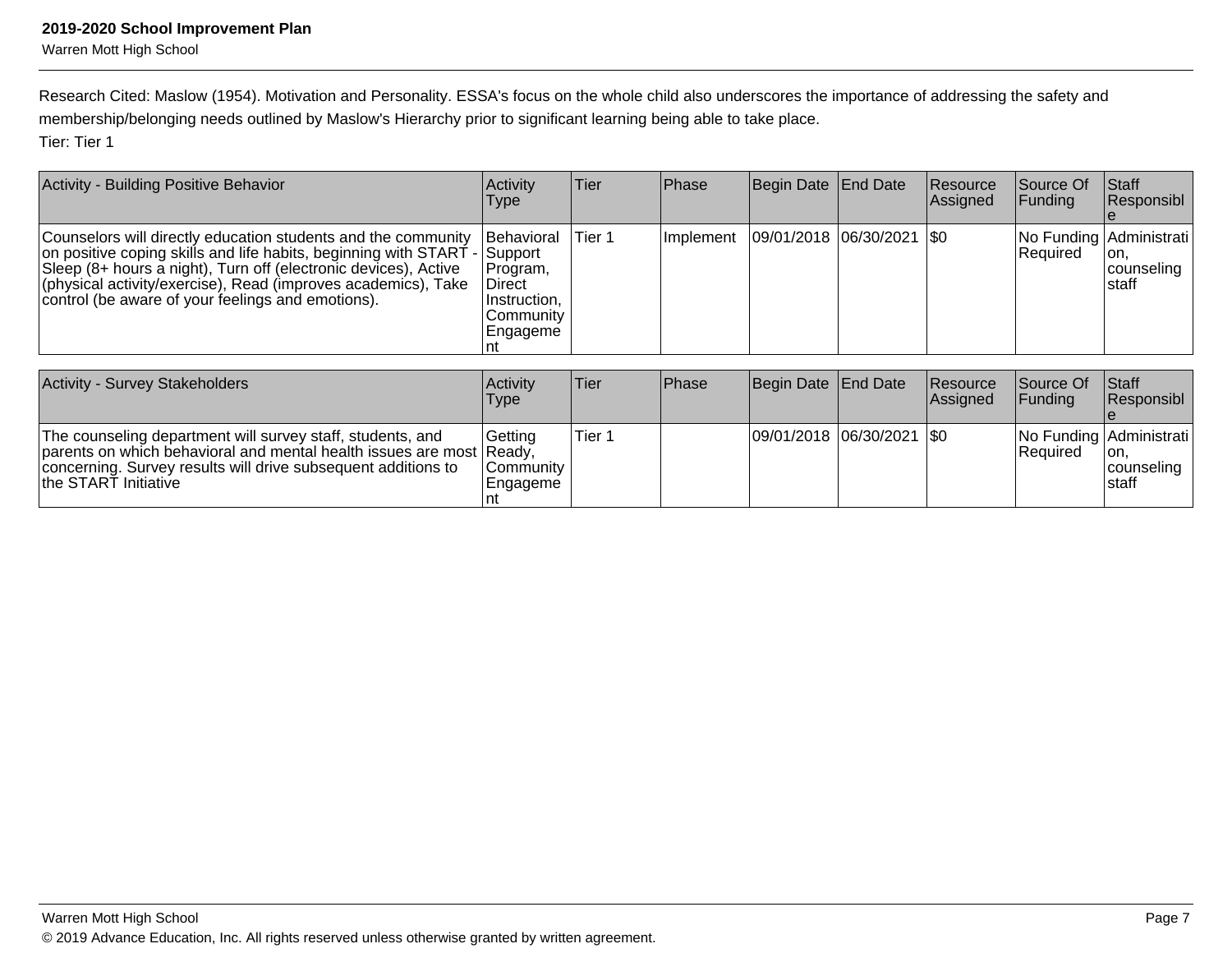Research Cited: Maslow (1954). Motivation and Personality. ESSA's focus on the whole child also underscores the importance of addressing the safety and membership/belonging needs outlined by Maslow's Hierarchy prior to significant learning being able to take place.

Tier: Tier 1

| Activity - Building Positive Behavior | Activity Type | Tier | Phase | Begin Date | End Date | Resource Assigned | Source Of Funding | Staff Responsible |
|---|---|---|---|---|---|---|---|---|
| Counselors will directly education students and the community on positive coping skills and life habits, beginning with START - Sleep (8+ hours a night), Turn off (electronic devices), Active (physical activity/exercise), Read (improves academics), Take control (be aware of your feelings and emotions). | Behavioral Support Program, Direct Instruction, Community Engagement | Tier 1 | Implement | 09/01/2018 | 06/30/2021 | $0 | No Funding Required | Administration, counseling staff |

| Activity - Survey Stakeholders | Activity Type | Tier | Phase | Begin Date | End Date | Resource Assigned | Source Of Funding | Staff Responsible |
|---|---|---|---|---|---|---|---|---|
| The counseling department will survey staff, students, and parents on which behavioral and mental health issues are most concerning. Survey results will drive subsequent additions to the START Initiative | Getting Ready, Community Engagement | Tier 1 | | 09/01/2018 | 06/30/2021 | $0 | No Funding Required | Administration, counseling staff |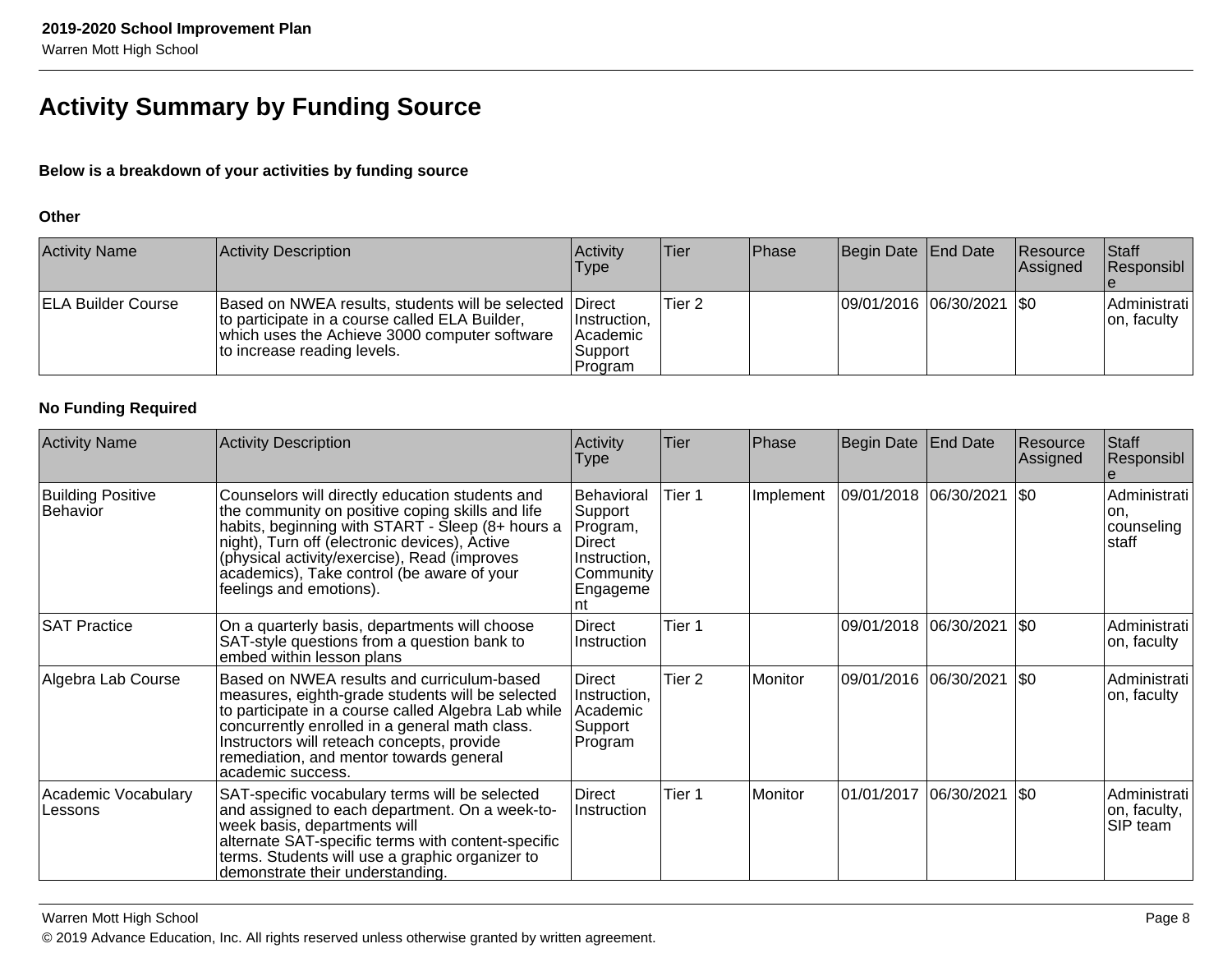# Activity Summary by Funding Source

**Below is a breakdown of your activities by funding source**

**Other**

| Activity Name | Activity Description | Activity Type | Tier | Phase | Begin Date | End Date | Resource Assigned | Staff Responsible |
|---|---|---|---|---|---|---|---|---|
| ELA Builder Course | Based on NWEA results, students will be selected to participate in a course called ELA Builder, which uses the Achieve 3000 computer software to increase reading levels. | Direct Instruction, Academic Support Program | Tier 2 | | 09/01/2016 | 06/30/2021 | $0 | Administration, faculty |

**No Funding Required**

| Activity Name | Activity Description | Activity Type | Tier | Phase | Begin Date | End Date | Resource Assigned | Staff Responsible |
|---|---|---|---|---|---|---|---|---|
| Building Positive Behavior | Counselors will directly education students and the community on positive coping skills and life habits, beginning with START - Sleep (8+ hours a night), Turn off (electronic devices), Active (physical activity/exercise), Read (improves academics), Take control (be aware of your feelings and emotions). | Behavioral Support Program, Direct Instruction, Community Engagement | Tier 1 | Implement | 09/01/2018 | 06/30/2021 | $0 | Administration, counseling staff |
| SAT Practice | On a quarterly basis, departments will choose SAT-style questions from a question bank to embed within lesson plans | Direct Instruction | Tier 1 | | 09/01/2018 | 06/30/2021 | $0 | Administration, faculty |
| Algebra Lab Course | Based on NWEA results and curriculum-based measures, eighth-grade students will be selected to participate in a course called Algebra Lab while concurrently enrolled in a general math class. Instructors will reteach concepts, provide remediation, and mentor towards general academic success. | Direct Instruction, Academic Support Program | Tier 2 | Monitor | 09/01/2016 | 06/30/2021 | $0 | Administration, faculty |
| Academic Vocabulary Lessons | SAT-specific vocabulary terms will be selected and assigned to each department. On a week-to-week basis, departments will alternate SAT-specific terms with content-specific terms. Students will use a graphic organizer to demonstrate their understanding. | Direct Instruction | Tier 1 | Monitor | 01/01/2017 | 06/30/2021 | $0 | Administration, faculty, SIP team |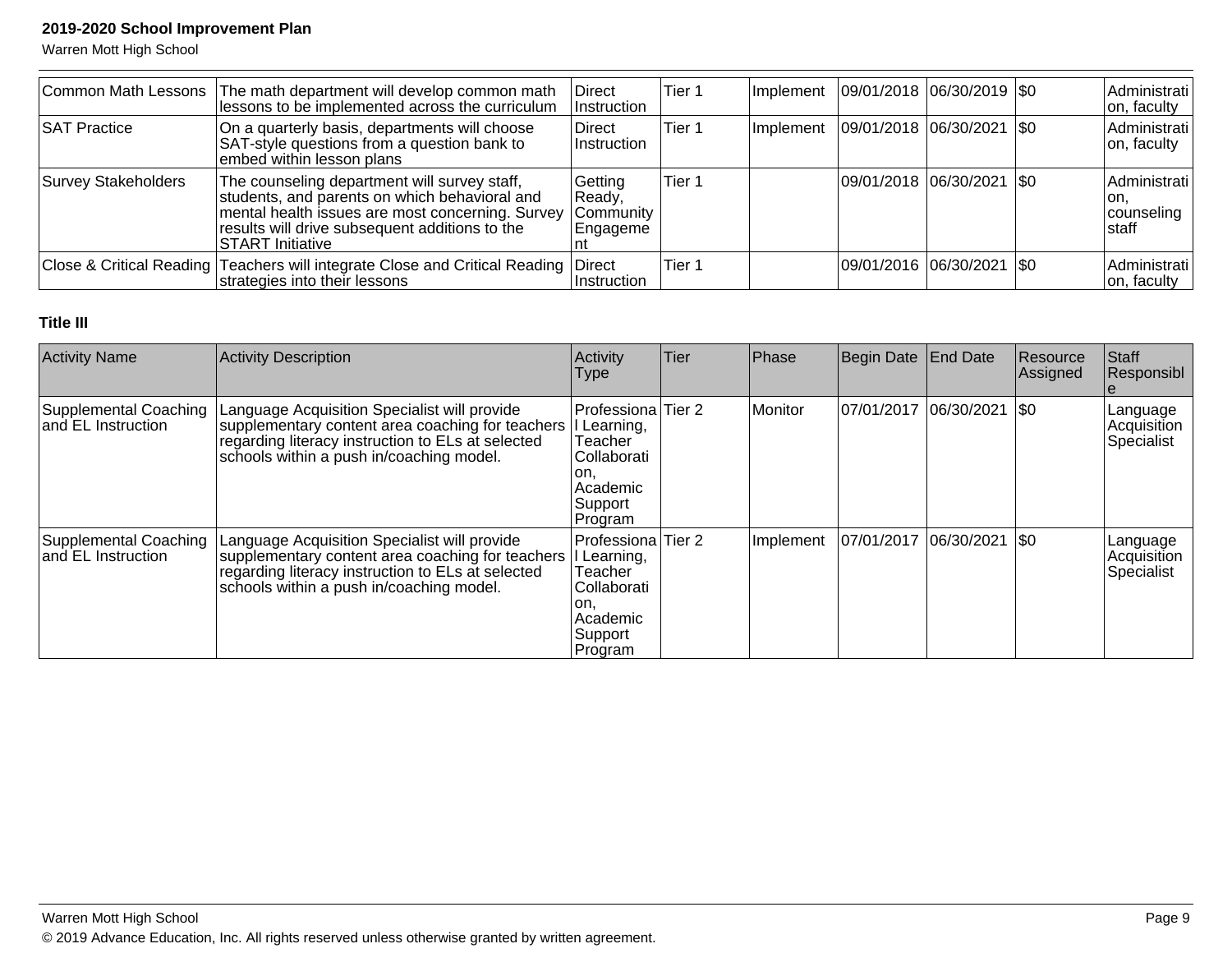| | | | | | | | | |
|---|---|---|---|---|---|---|---|---|
| Common Math Lessons | The math department will develop common math lessons to be implemented across the curriculum | Direct Instruction | Tier 1 | Implement | 09/01/2018 | 06/30/2019 | $0 | Administration, faculty |
| SAT Practice | On a quarterly basis, departments will choose SAT-style questions from a question bank to embed within lesson plans | Direct Instruction | Tier 1 | Implement | 09/01/2018 | 06/30/2021 | $0 | Administration, faculty |
| Survey Stakeholders | The counseling department will survey staff, students, and parents on which behavioral and mental health issues are most concerning. Survey results will drive subsequent additions to the START Initiative | Getting Ready, Community Engagement | Tier 1 | | 09/01/2018 | 06/30/2021 | $0 | Administration, counseling staff |
| Close & Critical Reading | Teachers will integrate Close and Critical Reading strategies into their lessons | Direct Instruction | Tier 1 | | 09/01/2016 | 06/30/2021 | $0 | Administration, faculty |

**Title III**

| Activity Name | Activity Description | Activity Type | Tier | Phase | Begin Date | End Date | Resource Assigned | Staff Responsible |
|---|---|---|---|---|---|---|---|---|
| Supplemental Coaching and EL Instruction | Language Acquisition Specialist will provide supplementary content area coaching for teachers regarding literacy instruction to ELs at selected schools within a push in/coaching model. | Professional Learning, Teacher Collaboration, Academic Support Program | Tier 2 | Monitor | 07/01/2017 | 06/30/2021 | $0 | Language Acquisition Specialist |
| Supplemental Coaching and EL Instruction | Language Acquisition Specialist will provide supplementary content area coaching for teachers regarding literacy instruction to ELs at selected schools within a push in/coaching model. | Professional Learning, Teacher Collaboration, Academic Support Program | Tier 2 | Implement | 07/01/2017 | 06/30/2021 | $0 | Language Acquisition Specialist |